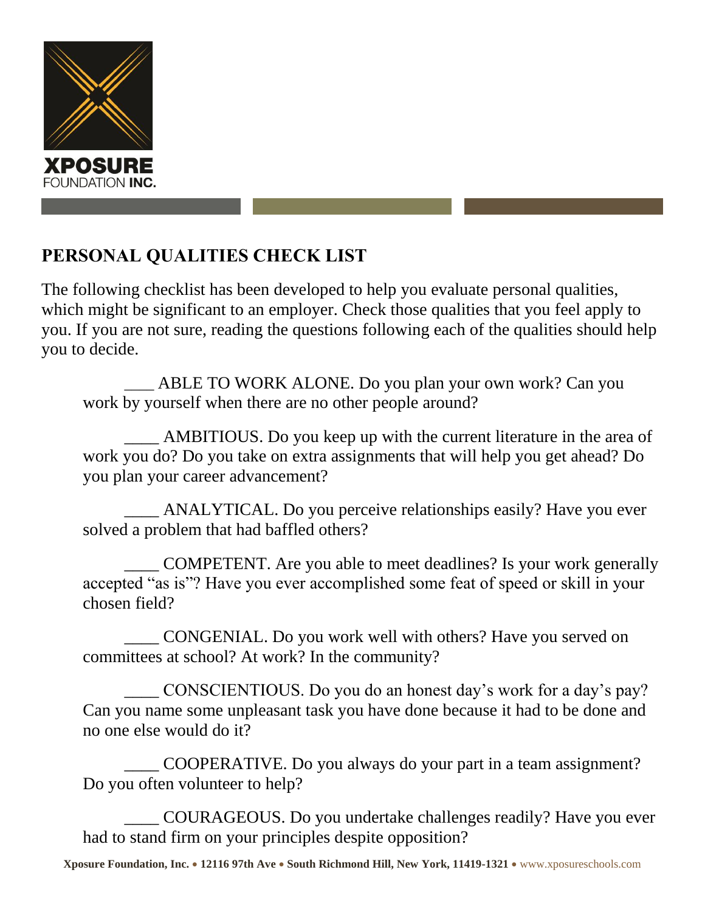XPOSURE
FOUNDATION INC.

## PERSONAL QUALITIES CHECK LIST

The following checklist has been developed to help you evaluate personal qualities, which might be significant to an employer. Check those qualities that you feel apply to you. If you are not sure, reading the questions following each of the qualities should help you to decide.

___ ABLE TO WORK ALONE. Do you plan your own work? Can you work by yourself when there are no other people around?

____ AMBITIOUS. Do you keep up with the current literature in the area of work you do? Do you take on extra assignments that will help you get ahead? Do you plan your career advancement?

____ ANALYTICAL. Do you perceive relationships easily? Have you ever solved a problem that had baffled others?

____ COMPETENT. Are you able to meet deadlines? Is your work generally accepted "as is"? Have you ever accomplished some feat of speed or skill in your chosen field?

____ CONGENIAL. Do you work well with others? Have you served on committees at school? At work? In the community?

____ CONSCIENTIOUS. Do you do an honest day's work for a day's pay? Can you name some unpleasant task you have done because it had to be done and no one else would do it?

____ COOPERATIVE. Do you always do your part in a team assignment? Do you often volunteer to help?

____ COURAGEOUS. Do you undertake challenges readily? Have you ever had to stand firm on your principles despite opposition?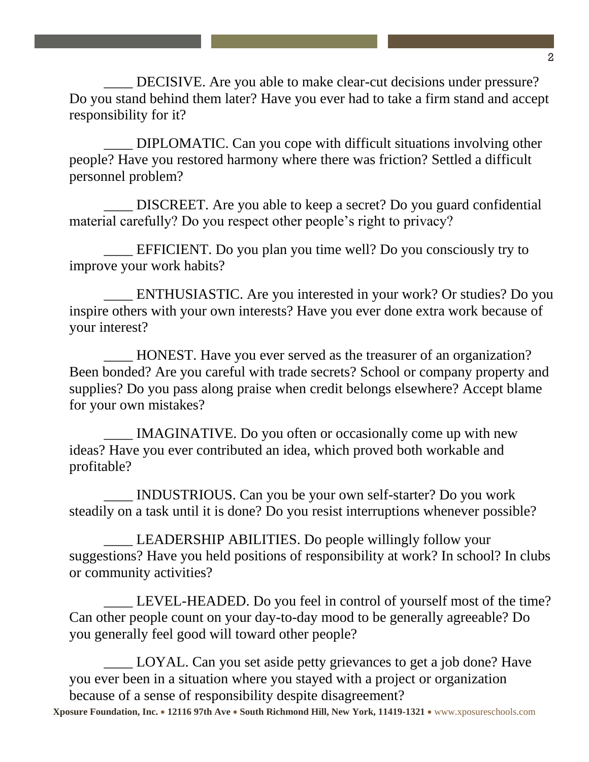____ DECISIVE. Are you able to make clear-cut decisions under pressure? Do you stand behind them later? Have you ever had to take a firm stand and accept responsibility for it?

____ DIPLOMATIC. Can you cope with difficult situations involving other people? Have you restored harmony where there was friction? Settled a difficult personnel problem?

____ DISCREET. Are you able to keep a secret? Do you guard confidential material carefully? Do you respect other people's right to privacy?

____ EFFICIENT. Do you plan you time well? Do you consciously try to improve your work habits?

____ ENTHUSIASTIC. Are you interested in your work? Or studies? Do you inspire others with your own interests? Have you ever done extra work because of your interest?

____ HONEST. Have you ever served as the treasurer of an organization? Been bonded? Are you careful with trade secrets? School or company property and supplies? Do you pass along praise when credit belongs elsewhere? Accept blame for your own mistakes?

____ IMAGINATIVE. Do you often or occasionally come up with new ideas? Have you ever contributed an idea, which proved both workable and profitable?

____ INDUSTRIOUS. Can you be your own self-starter? Do you work steadily on a task until it is done? Do you resist interruptions whenever possible?

____ LEADERSHIP ABILITIES. Do people willingly follow your suggestions? Have you held positions of responsibility at work? In school? In clubs or community activities?

____ LEVEL-HEADED. Do you feel in control of yourself most of the time? Can other people count on your day-to-day mood to be generally agreeable? Do you generally feel good will toward other people?

____ LOYAL. Can you set aside petty grievances to get a job done? Have you ever been in a situation where you stayed with a project or organization because of a sense of responsibility despite disagreement?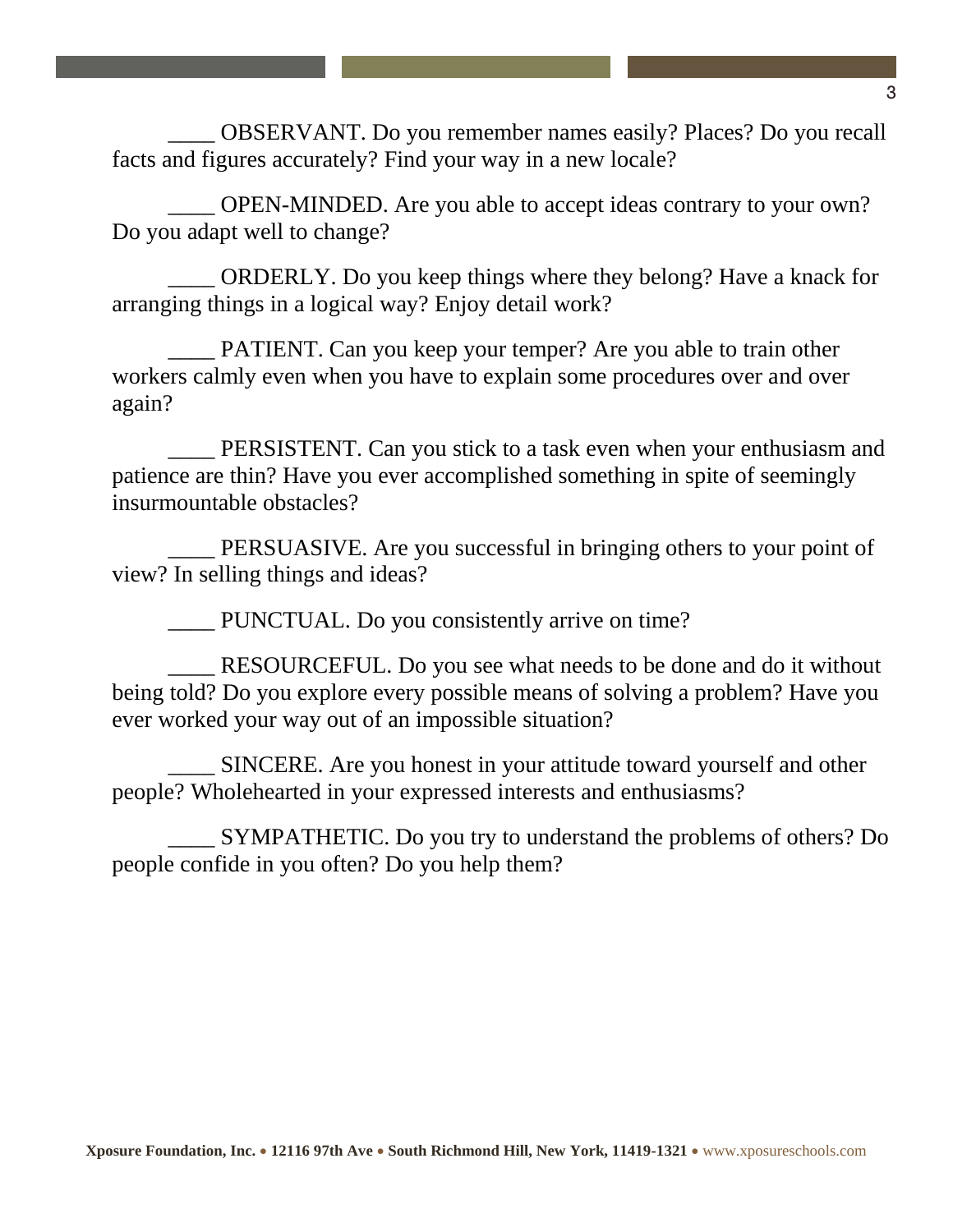____ OBSERVANT. Do you remember names easily? Places? Do you recall facts and figures accurately? Find your way in a new locale?

____ OPEN-MINDED. Are you able to accept ideas contrary to your own? Do you adapt well to change?

____ ORDERLY. Do you keep things where they belong? Have a knack for arranging things in a logical way? Enjoy detail work?

____ PATIENT. Can you keep your temper? Are you able to train other workers calmly even when you have to explain some procedures over and over again?

____ PERSISTENT. Can you stick to a task even when your enthusiasm and patience are thin? Have you ever accomplished something in spite of seemingly insurmountable obstacles?

____ PERSUASIVE. Are you successful in bringing others to your point of view? In selling things and ideas?

____ PUNCTUAL. Do you consistently arrive on time?

____ RESOURCEFUL. Do you see what needs to be done and do it without being told? Do you explore every possible means of solving a problem? Have you ever worked your way out of an impossible situation?

____ SINCERE. Are you honest in your attitude toward yourself and other people? Wholehearted in your expressed interests and enthusiasms?

____ SYMPATHETIC. Do you try to understand the problems of others? Do people confide in you often? Do you help them?